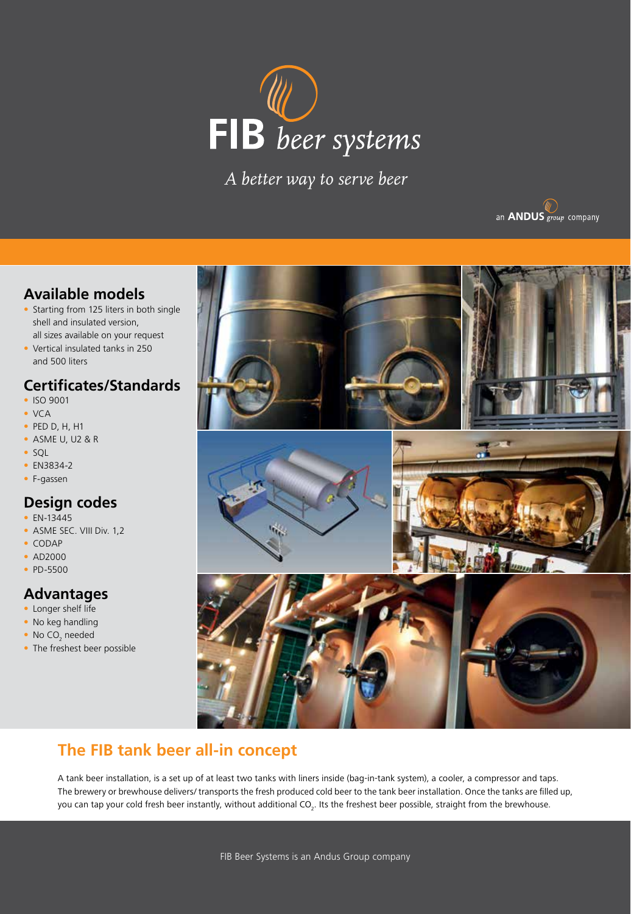# FIB *beer systems*

*A better way to serve beer*

an **ANDUS** *group* company

## Available models

- Starting from 125 liters in both single shell and insulated version, all sizes available on your request
- Vertical insulated tanks in 250 and 500 liters

## Certificates/Standards

- ISO 9001
- VCA
- PED D, H, H1
- ASME U, U2 & R
- SQL
- EN3834-2
- F-gassen

## Design codes

- EN-13445
- ASME SEC. VIII Div. 1,2
- CODAP
- AD2000
- PD-5500

## Advantages

- Longer shelf life
- No keg handling
- No $CO_2$ needed
- The freshest beer possible

## The FIB tank beer all-in concept

A tank beer installation, is a set up of at least two tanks with liners inside (bag-in-tank system), a cooler, a compressor and taps. The brewery or brewhouse delivers/ transports the fresh produced cold beer to the tank beer installation. Once the tanks are filled up, you can tap your cold fresh beer instantly, without additional $CO_2$. Its the freshest beer possible, straight from the brewhouse.

FIB Beer Systems is an Andus Group company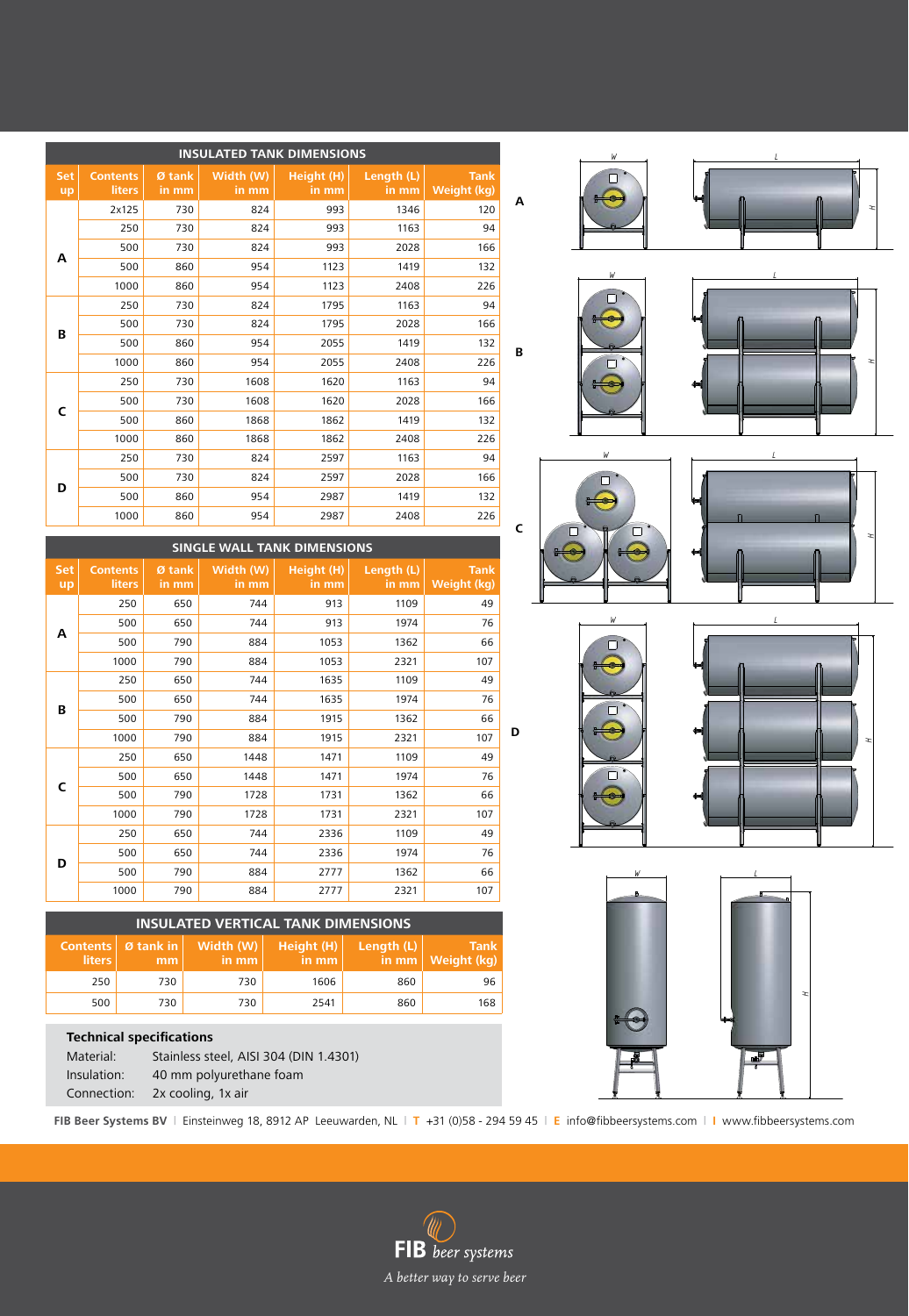## INSULATED TANK DIMENSIONS

| Set up | Contents liters | Ø tank in mm | Width (W) in mm | Height (H) in mm | Length (L) in mm | Tank Weight (kg) |
|---|---|---|---|---|---|---|
| A | 2x125 | 730 | 824 | 993 | 1346 | 120 |
| | 250 | 730 | 824 | 993 | 1163 | 94 |
| | 500 | 730 | 824 | 993 | 2028 | 166 |
| | 500 | 860 | 954 | 1123 | 1419 | 132 |
| | 1000 | 860 | 954 | 1123 | 2408 | 226 |
| B | 250 | 730 | 824 | 1795 | 1163 | 94 |
| | 500 | 730 | 824 | 1795 | 2028 | 166 |
| | 500 | 860 | 954 | 2055 | 1419 | 132 |
| | 1000 | 860 | 954 | 2055 | 2408 | 226 |
| C | 250 | 730 | 1608 | 1620 | 1163 | 94 |
| | 500 | 730 | 1608 | 1620 | 2028 | 166 |
| | 500 | 860 | 1868 | 1862 | 1419 | 132 |
| | 1000 | 860 | 1868 | 1862 | 2408 | 226 |
| D | 250 | 730 | 824 | 2597 | 1163 | 94 |
| | 500 | 730 | 824 | 2597 | 2028 | 166 |
| | 500 | 860 | 954 | 2987 | 1419 | 132 |
| | 1000 | 860 | 954 | 2987 | 2408 | 226 |

## SINGLE WALL TANK DIMENSIONS

| Set up | Contents liters | Ø tank in mm | Width (W) in mm | Height (H) in mm | Length (L) in mm | Tank Weight (kg) |
|---|---|---|---|---|---|---|
| A | 250 | 650 | 744 | 913 | 1109 | 49 |
| | 500 | 650 | 744 | 913 | 1974 | 76 |
| | 500 | 790 | 884 | 1053 | 1362 | 66 |
| | 1000 | 790 | 884 | 1053 | 2321 | 107 |
| B | 250 | 650 | 744 | 1635 | 1109 | 49 |
| | 500 | 650 | 744 | 1635 | 1974 | 76 |
| | 500 | 790 | 884 | 1915 | 1362 | 66 |
| | 1000 | 790 | 884 | 1915 | 2321 | 107 |
| C | 250 | 650 | 1448 | 1471 | 1109 | 49 |
| | 500 | 650 | 1448 | 1471 | 1974 | 76 |
| | 500 | 790 | 1728 | 1731 | 1362 | 66 |
| | 1000 | 790 | 1728 | 1731 | 2321 | 107 |
| D | 250 | 650 | 744 | 2336 | 1109 | 49 |
| | 500 | 650 | 744 | 2336 | 1974 | 76 |
| | 500 | 790 | 884 | 2777 | 1362 | 66 |
| | 1000 | 790 | 884 | 2777 | 2321 | 107 |

## INSULATED VERTICAL TANK DIMENSIONS

| Contents liters | Ø tank in mm | Width (W) in mm | Height (H) in mm | Length (L) in mm | Tank Weight (kg) |
|---|---|---|---|---|---|
| 250 | 730 | 730 | 1606 | 860 | 96 |
| 500 | 730 | 730 | 2541 | 860 | 168 |

### Technical specifications

| | |
|---|---|
| Material: | Stainless steel, AISI 304 (DIN 1.4301) |
| Insulation: | 40 mm polyurethane foam |
| Connection: | 2x cooling, 1x air |

A

B

C

D

**FIB Beer Systems BV** | Einsteinweg 18, 8912 AP Leeuwarden, NL | T +31 (0)58 - 294 59 45 | E info@fibbeersystems.com | I www.fibbeersystems.com

FIB beer systems

*A better way to serve beer*